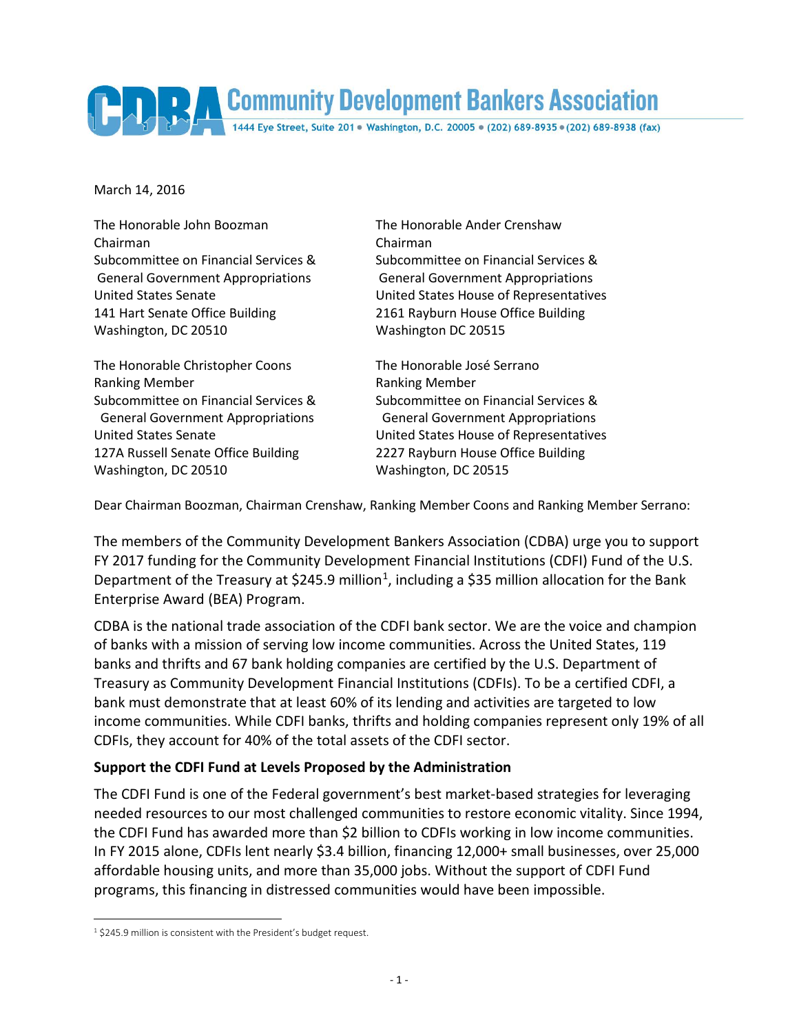# Community Development Bankers Association

1444 Eye Street, Suite 201 • Washington, D.C. 20005 • (202) 689-8935 • (202) 689-8938 (fax)

March 14, 2016

The Honorable John Boozman
Chairman
Subcommittee on Financial Services & General Government Appropriations
United States Senate
141 Hart Senate Office Building
Washington, DC 20510

The Honorable Ander Crenshaw
Chairman
Subcommittee on Financial Services & General Government Appropriations
United States House of Representatives
2161 Rayburn House Office Building
Washington DC 20515

The Honorable Christopher Coons
Ranking Member
Subcommittee on Financial Services & General Government Appropriations
United States Senate
127A Russell Senate Office Building
Washington, DC 20510

The Honorable José Serrano
Ranking Member
Subcommittee on Financial Services & General Government Appropriations
United States House of Representatives
2227 Rayburn House Office Building
Washington, DC 20515

Dear Chairman Boozman, Chairman Crenshaw, Ranking Member Coons and Ranking Member Serrano:

The members of the Community Development Bankers Association (CDBA) urge you to support FY 2017 funding for the Community Development Financial Institutions (CDFI) Fund of the U.S. Department of the Treasury at $245.9 million[1], including a $35 million allocation for the Bank Enterprise Award (BEA) Program.

CDBA is the national trade association of the CDFI bank sector. We are the voice and champion of banks with a mission of serving low income communities. Across the United States, 119 banks and thrifts and 67 bank holding companies are certified by the U.S. Department of Treasury as Community Development Financial Institutions (CDFIs). To be a certified CDFI, a bank must demonstrate that at least 60% of its lending and activities are targeted to low income communities. While CDFI banks, thrifts and holding companies represent only 19% of all CDFIs, they account for 40% of the total assets of the CDFI sector.

**Support the CDFI Fund at Levels Proposed by the Administration**

The CDFI Fund is one of the Federal government's best market-based strategies for leveraging needed resources to our most challenged communities to restore economic vitality. Since 1994, the CDFI Fund has awarded more than $2 billion to CDFIs working in low income communities. In FY 2015 alone, CDFIs lent nearly $3.4 billion, financing 12,000+ small businesses, over 25,000 affordable housing units, and more than 35,000 jobs. Without the support of CDFI Fund programs, this financing in distressed communities would have been impossible.

[1] $245.9 million is consistent with the President's budget request.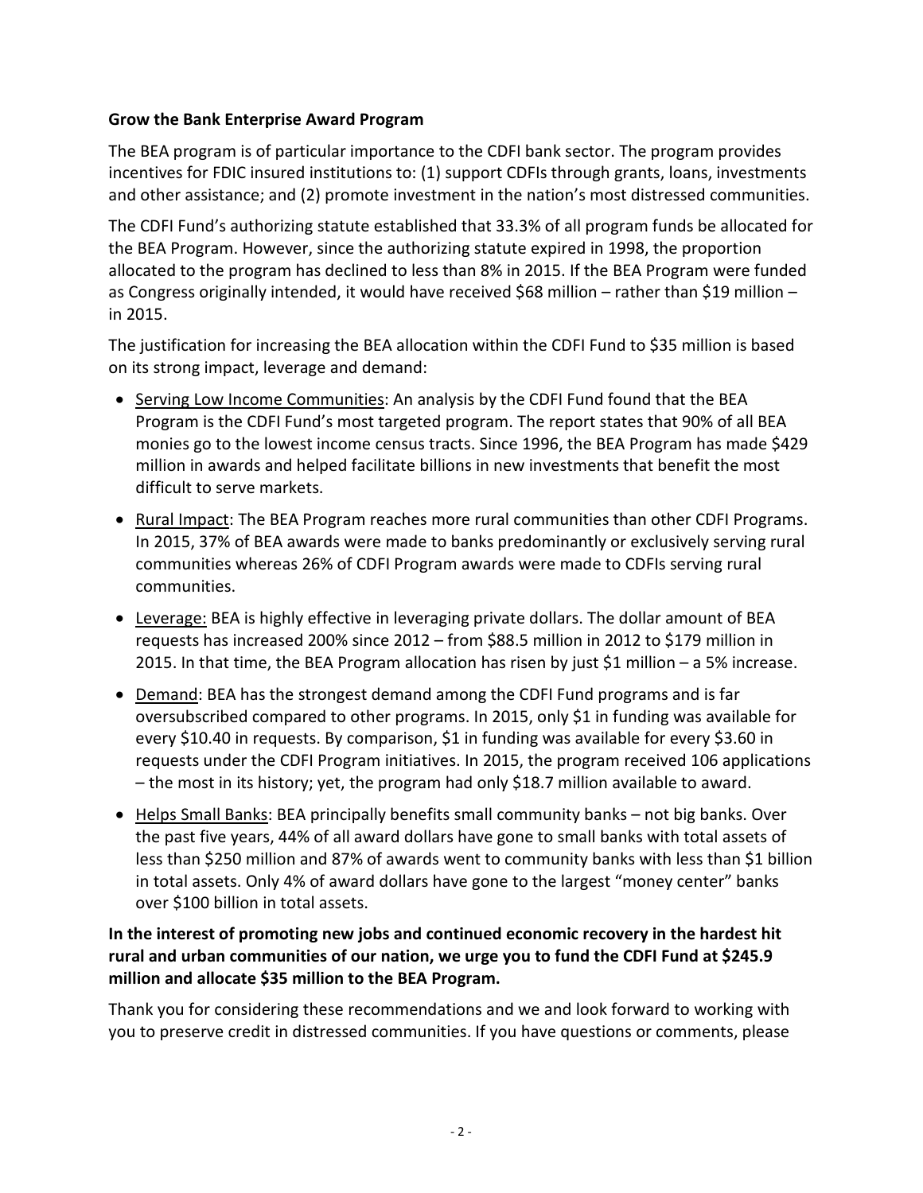**Grow the Bank Enterprise Award Program**

The BEA program is of particular importance to the CDFI bank sector. The program provides incentives for FDIC insured institutions to: (1) support CDFIs through grants, loans, investments and other assistance; and (2) promote investment in the nation's most distressed communities.

The CDFI Fund's authorizing statute established that 33.3% of all program funds be allocated for the BEA Program. However, since the authorizing statute expired in 1998, the proportion allocated to the program has declined to less than 8% in 2015. If the BEA Program were funded as Congress originally intended, it would have received $68 million – rather than $19 million – in 2015.

The justification for increasing the BEA allocation within the CDFI Fund to $35 million is based on its strong impact, leverage and demand:

- Serving Low Income Communities: An analysis by the CDFI Fund found that the BEA Program is the CDFI Fund's most targeted program. The report states that 90% of all BEA monies go to the lowest income census tracts. Since 1996, the BEA Program has made $429 million in awards and helped facilitate billions in new investments that benefit the most difficult to serve markets.
- Rural Impact: The BEA Program reaches more rural communities than other CDFI Programs. In 2015, 37% of BEA awards were made to banks predominantly or exclusively serving rural communities whereas 26% of CDFI Program awards were made to CDFIs serving rural communities.
- Leverage: BEA is highly effective in leveraging private dollars. The dollar amount of BEA requests has increased 200% since 2012 – from $88.5 million in 2012 to $179 million in 2015. In that time, the BEA Program allocation has risen by just $1 million – a 5% increase.
- Demand: BEA has the strongest demand among the CDFI Fund programs and is far oversubscribed compared to other programs. In 2015, only $1 in funding was available for every $10.40 in requests. By comparison, $1 in funding was available for every $3.60 in requests under the CDFI Program initiatives. In 2015, the program received 106 applications – the most in its history; yet, the program had only $18.7 million available to award.
- Helps Small Banks: BEA principally benefits small community banks – not big banks. Over the past five years, 44% of all award dollars have gone to small banks with total assets of less than $250 million and 87% of awards went to community banks with less than $1 billion in total assets. Only 4% of award dollars have gone to the largest "money center" banks over $100 billion in total assets.

**In the interest of promoting new jobs and continued economic recovery in the hardest hit rural and urban communities of our nation, we urge you to fund the CDFI Fund at $245.9 million and allocate $35 million to the BEA Program.**

Thank you for considering these recommendations and we and look forward to working with you to preserve credit in distressed communities. If you have questions or comments, please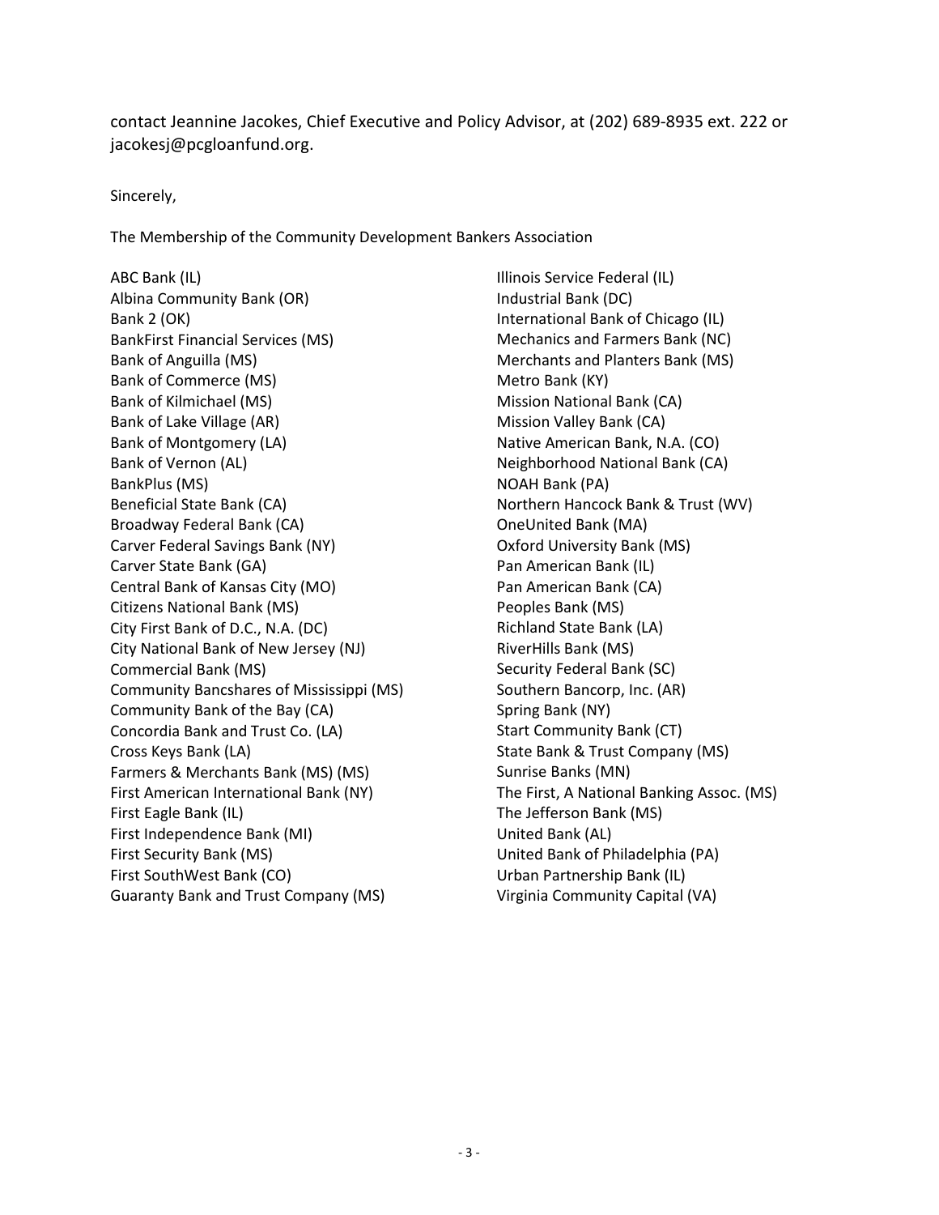contact Jeannine Jacokes, Chief Executive and Policy Advisor, at (202) 689-8935 ext. 222 or jacokesj@pcgloanfund.org.

Sincerely,

The Membership of the Community Development Bankers Association

ABC Bank (IL)
Albina Community Bank (OR)
Bank 2 (OK)
BankFirst Financial Services (MS)
Bank of Anguilla (MS)
Bank of Commerce (MS)
Bank of Kilmichael (MS)
Bank of Lake Village (AR)
Bank of Montgomery (LA)
Bank of Vernon (AL)
BankPlus (MS)
Beneficial State Bank (CA)
Broadway Federal Bank (CA)
Carver Federal Savings Bank (NY)
Carver State Bank (GA)
Central Bank of Kansas City (MO)
Citizens National Bank (MS)
City First Bank of D.C., N.A. (DC)
City National Bank of New Jersey (NJ)
Commercial Bank (MS)
Community Bancshares of Mississippi (MS)
Community Bank of the Bay (CA)
Concordia Bank and Trust Co. (LA)
Cross Keys Bank (LA)
Farmers & Merchants Bank (MS) (MS)
First American International Bank (NY)
First Eagle Bank (IL)
First Independence Bank (MI)
First Security Bank (MS)
First SouthWest Bank (CO)
Guaranty Bank and Trust Company (MS)
Illinois Service Federal (IL)
Industrial Bank (DC)
International Bank of Chicago (IL)
Mechanics and Farmers Bank (NC)
Merchants and Planters Bank (MS)
Metro Bank (KY)
Mission National Bank (CA)
Mission Valley Bank (CA)
Native American Bank, N.A. (CO)
Neighborhood National Bank (CA)
NOAH Bank (PA)
Northern Hancock Bank & Trust (WV)
OneUnited Bank (MA)
Oxford University Bank (MS)
Pan American Bank (IL)
Pan American Bank (CA)
Peoples Bank (MS)
Richland State Bank (LA)
RiverHills Bank (MS)
Security Federal Bank (SC)
Southern Bancorp, Inc. (AR)
Spring Bank (NY)
Start Community Bank (CT)
State Bank & Trust Company (MS)
Sunrise Banks (MN)
The First, A National Banking Assoc. (MS)
The Jefferson Bank (MS)
United Bank (AL)
United Bank of Philadelphia (PA)
Urban Partnership Bank (IL)
Virginia Community Capital (VA)